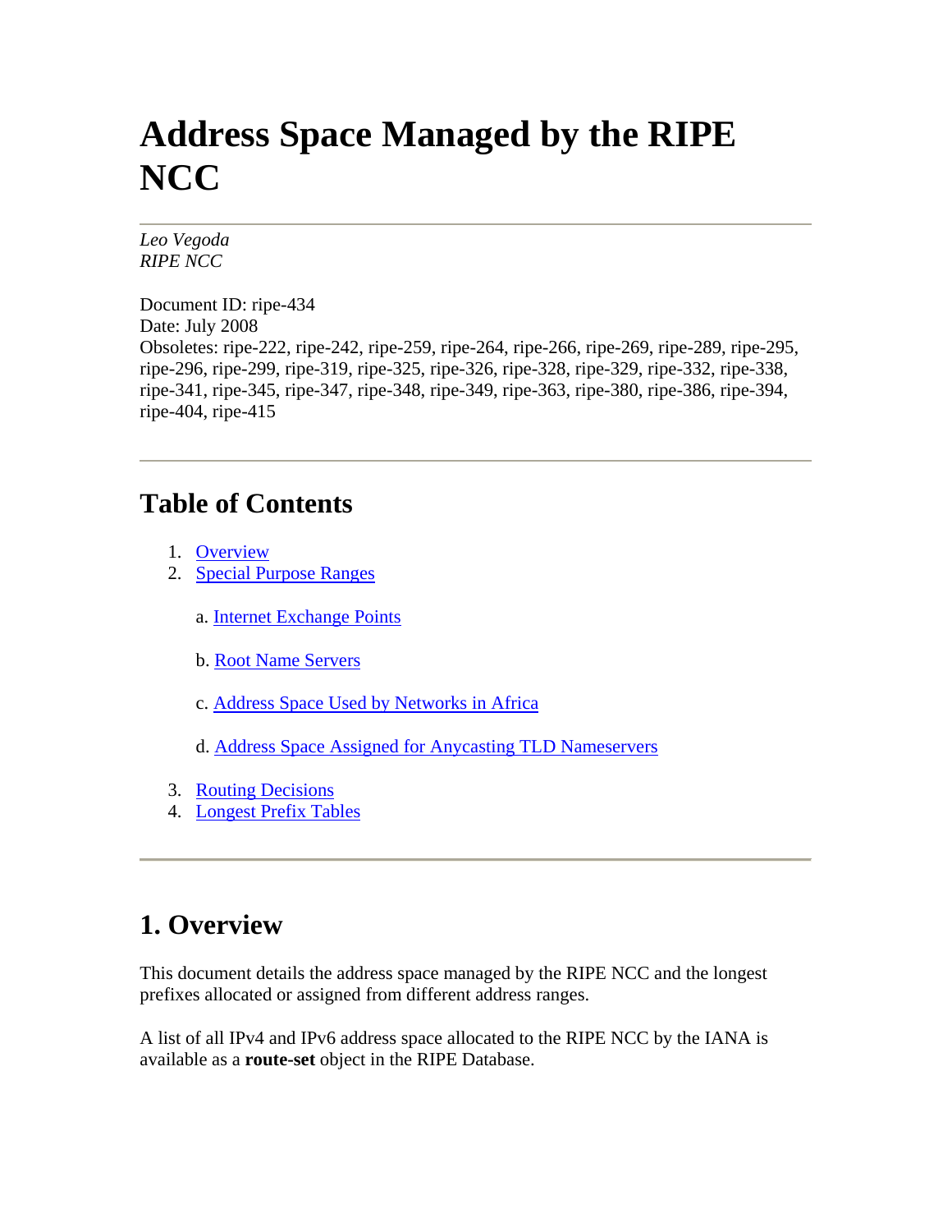# Address Space Managed by the RIPE NCC

*Leo Vegoda*
*RIPE NCC*

Document ID: ripe-434
Date: July 2008
Obsoletes: ripe-222, ripe-242, ripe-259, ripe-264, ripe-266, ripe-269, ripe-289, ripe-295, ripe-296, ripe-299, ripe-319, ripe-325, ripe-326, ripe-328, ripe-329, ripe-332, ripe-338, ripe-341, ripe-345, ripe-347, ripe-348, ripe-349, ripe-363, ripe-380, ripe-386, ripe-394, ripe-404, ripe-415

---

## Table of Contents

1. Overview
2. Special Purpose Ranges

   a. Internet Exchange Points

   b. Root Name Servers

   c. Address Space Used by Networks in Africa

   d. Address Space Assigned for Anycasting TLD Nameservers

3. Routing Decisions
4. Longest Prefix Tables

---

## 1. Overview

This document details the address space managed by the RIPE NCC and the longest prefixes allocated or assigned from different address ranges.

A list of all IPv4 and IPv6 address space allocated to the RIPE NCC by the IANA is available as a **route-set** object in the RIPE Database.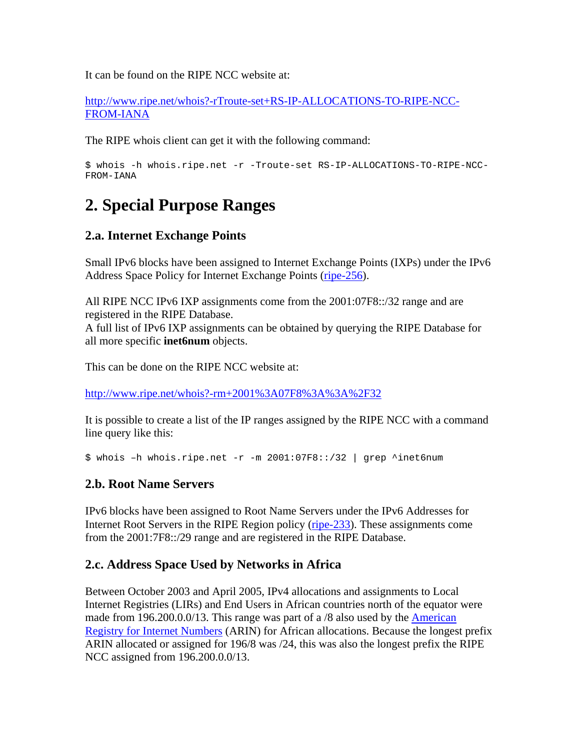It can be found on the RIPE NCC website at:

[http://www.ripe.net/whois?-rTroute-set+RS-IP-ALLOCATIONS-TO-RIPE-NCC-FROM-IANA](http://www.ripe.net/whois?-rTroute-set+RS-IP-ALLOCATIONS-TO-RIPE-NCC-FROM-IANA)

The RIPE whois client can get it with the following command:

```
$ whois -h whois.ripe.net -r -Troute-set RS-IP-ALLOCATIONS-TO-RIPE-NCC-FROM-IANA
```

# 2. Special Purpose Ranges

## 2.a. Internet Exchange Points

Small IPv6 blocks have been assigned to Internet Exchange Points (IXPs) under the IPv6 Address Space Policy for Internet Exchange Points ([ripe-256](ripe-256)).

All RIPE NCC IPv6 IXP assignments come from the 2001:07F8::/32 range and are registered in the RIPE Database.
A full list of IPv6 IXP assignments can be obtained by querying the RIPE Database for all more specific **inet6num** objects.

This can be done on the RIPE NCC website at:

[http://www.ripe.net/whois?-rm+2001%3A07F8%3A%3A%2F32](http://www.ripe.net/whois?-rm+2001%3A07F8%3A%3A%2F32)

It is possible to create a list of the IP ranges assigned by the RIPE NCC with a command line query like this:

```
$ whois –h whois.ripe.net -r -m 2001:07F8::/32 | grep ^inet6num
```

## 2.b. Root Name Servers

IPv6 blocks have been assigned to Root Name Servers under the IPv6 Addresses for Internet Root Servers in the RIPE Region policy ([ripe-233](ripe-233)). These assignments come from the 2001:7F8::/29 range and are registered in the RIPE Database.

## 2.c. Address Space Used by Networks in Africa

Between October 2003 and April 2005, IPv4 allocations and assignments to Local Internet Registries (LIRs) and End Users in African countries north of the equator were made from 196.200.0.0/13. This range was part of a /8 also used by the [American Registry for Internet Numbers](American Registry for Internet Numbers) (ARIN) for African allocations. Because the longest prefix ARIN allocated or assigned for 196/8 was /24, this was also the longest prefix the RIPE NCC assigned from 196.200.0.0/13.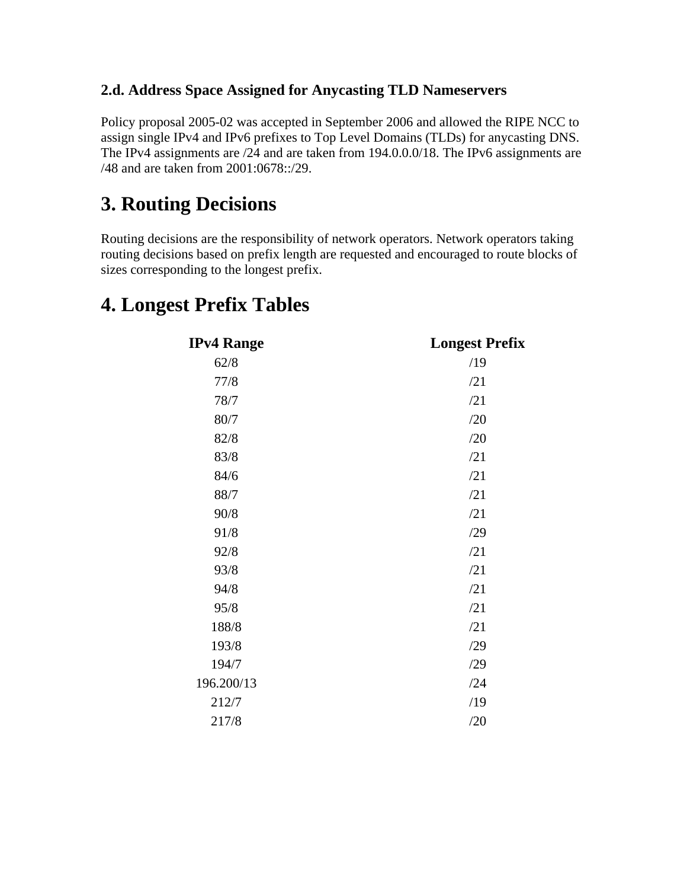### 2.d. Address Space Assigned for Anycasting TLD Nameservers

Policy proposal 2005-02 was accepted in September 2006 and allowed the RIPE NCC to assign single IPv4 and IPv6 prefixes to Top Level Domains (TLDs) for anycasting DNS. The IPv4 assignments are /24 and are taken from 194.0.0.0/18. The IPv6 assignments are /48 and are taken from 2001:0678::/29.

# 3. Routing Decisions

Routing decisions are the responsibility of network operators. Network operators taking routing decisions based on prefix length are requested and encouraged to route blocks of sizes corresponding to the longest prefix.

# 4. Longest Prefix Tables

| IPv4 Range | Longest Prefix |
| --- | --- |
| 62/8 | /19 |
| 77/8 | /21 |
| 78/7 | /21 |
| 80/7 | /20 |
| 82/8 | /20 |
| 83/8 | /21 |
| 84/6 | /21 |
| 88/7 | /21 |
| 90/8 | /21 |
| 91/8 | /29 |
| 92/8 | /21 |
| 93/8 | /21 |
| 94/8 | /21 |
| 95/8 | /21 |
| 188/8 | /21 |
| 193/8 | /29 |
| 194/7 | /29 |
| 196.200/13 | /24 |
| 212/7 | /19 |
| 217/8 | /20 |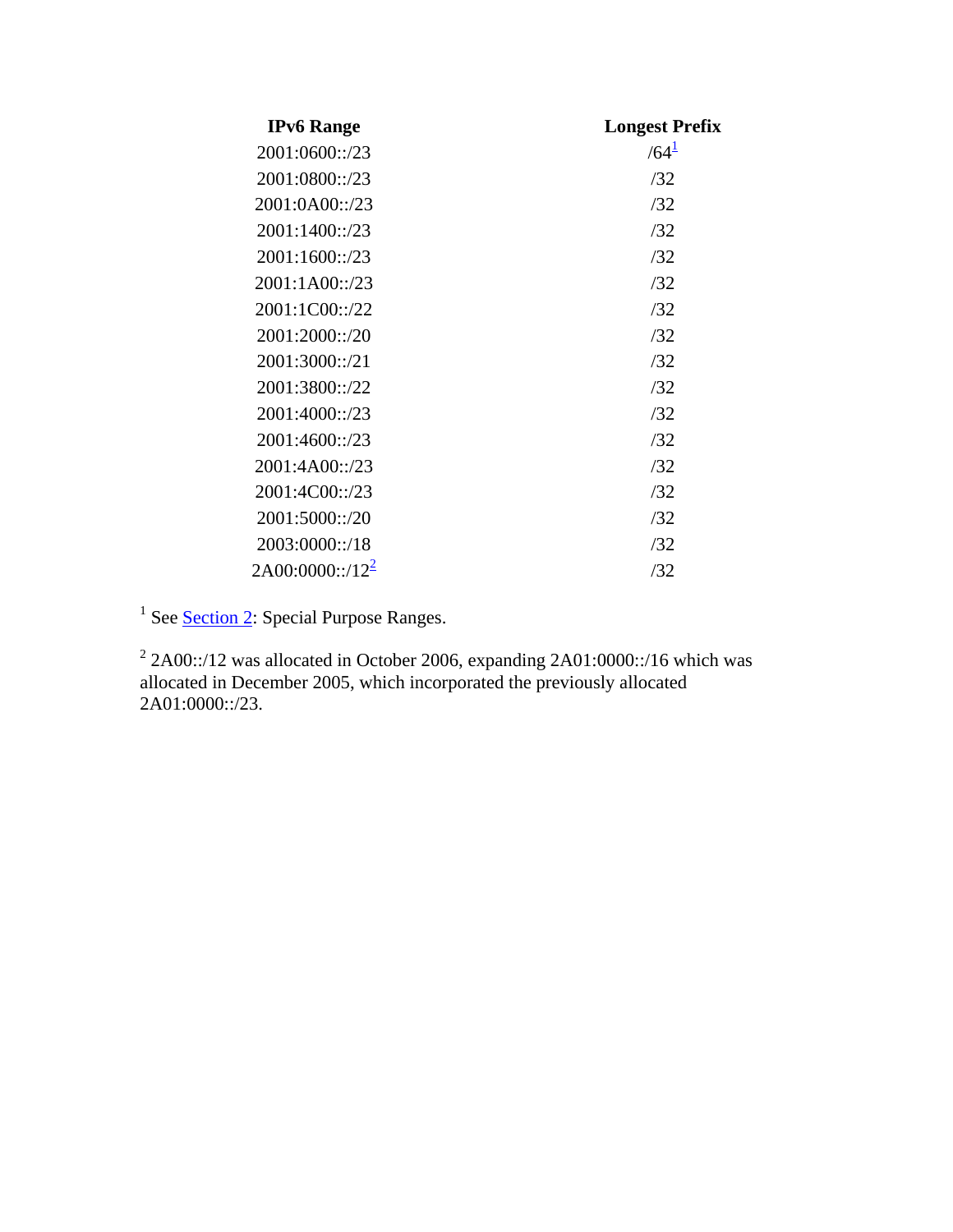| IPv6 Range | Longest Prefix |
|---|---|
| 2001:0600::/23 | /64[1] |
| 2001:0800::/23 | /32 |
| 2001:0A00::/23 | /32 |
| 2001:1400::/23 | /32 |
| 2001:1600::/23 | /32 |
| 2001:1A00::/23 | /32 |
| 2001:1C00::/22 | /32 |
| 2001:2000::/20 | /32 |
| 2001:3000::/21 | /32 |
| 2001:3800::/22 | /32 |
| 2001:4000::/23 | /32 |
| 2001:4600::/23 | /32 |
| 2001:4A00::/23 | /32 |
| 2001:4C00::/23 | /32 |
| 2001:5000::/20 | /32 |
| 2003:0000::/18 | /32 |
| 2A00:0000::/12[2] | /32 |

[1] See Section 2: Special Purpose Ranges.

[2] 2A00::/12 was allocated in October 2006, expanding 2A01:0000::/16 which was allocated in December 2005, which incorporated the previously allocated 2A01:0000::/23.